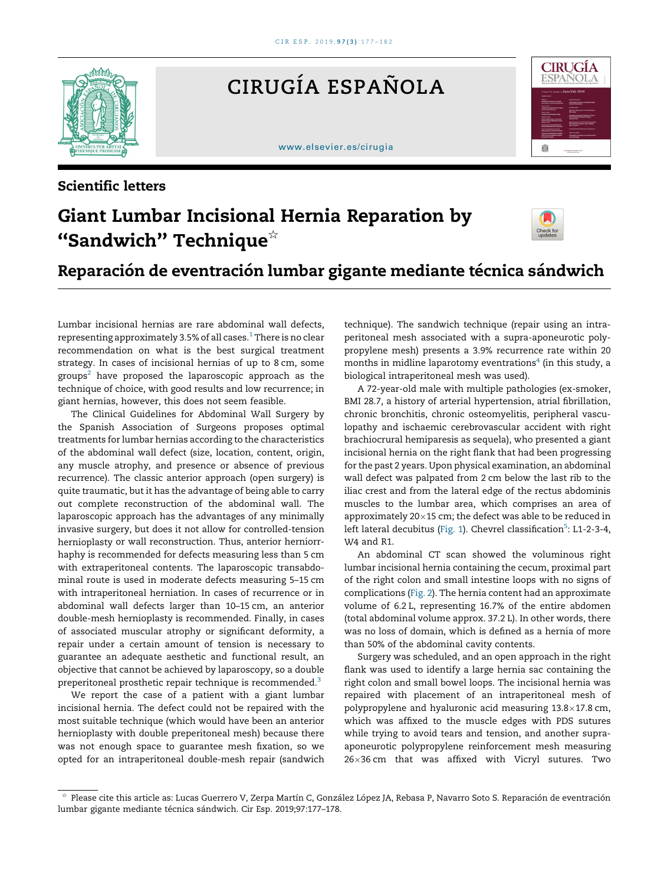Scientific letters

# Giant Lumbar Incisional Hernia Reparation by "Sandwich" Technique☆

## Reparación de eventración lumbar gigante mediante técnica sándwich

Lumbar incisional hernias are rare abdominal wall defects, representing approximately 3.5% of all cases.[1] There is no clear recommendation on what is the best surgical treatment strategy. In cases of incisional hernias of up to 8 cm, some groups[2] have proposed the laparoscopic approach as the technique of choice, with good results and low recurrence; in giant hernias, however, this does not seem feasible.

The Clinical Guidelines for Abdominal Wall Surgery by the Spanish Association of Surgeons proposes optimal treatments for lumbar hernias according to the characteristics of the abdominal wall defect (size, location, content, origin, any muscle atrophy, and presence or absence of previous recurrence). The classic anterior approach (open surgery) is quite traumatic, but it has the advantage of being able to carry out complete reconstruction of the abdominal wall. The laparoscopic approach has the advantages of any minimally invasive surgery, but does it not allow for controlled-tension hernioplasty or wall reconstruction. Thus, anterior herniorrhaphy is recommended for defects measuring less than 5 cm with extraperitoneal contents. The laparoscopic transabdominal route is used in moderate defects measuring 5–15 cm with intraperitoneal herniation. In cases of recurrence or in abdominal wall defects larger than 10–15 cm, an anterior double-mesh hernioplasty is recommended. Finally, in cases of associated muscular atrophy or significant deformity, a repair under a certain amount of tension is necessary to guarantee an adequate aesthetic and functional result, an objective that cannot be achieved by laparoscopy, so a double preperitoneal prosthetic repair technique is recommended.[3]

We report the case of a patient with a giant lumbar incisional hernia. The defect could not be repaired with the most suitable technique (which would have been an anterior hernioplasty with double preperitoneal mesh) because there was not enough space to guarantee mesh fixation, so we opted for an intraperitoneal double-mesh repair (sandwich technique). The sandwich technique (repair using an intraperitoneal mesh associated with a supra-aponeurotic polypropylene mesh) presents a 3.9% recurrence rate within 20 months in midline laparotomy eventrations[4] (in this study, a biological intraperitoneal mesh was used).

A 72-year-old male with multiple pathologies (ex-smoker, BMI 28.7, a history of arterial hypertension, atrial fibrillation, chronic bronchitis, chronic osteomyelitis, peripheral vasculopathy and ischaemic cerebrovascular accident with right brachiocrural hemiparesis as sequela), who presented a giant incisional hernia on the right flank that had been progressing for the past 2 years. Upon physical examination, an abdominal wall defect was palpated from 2 cm below the last rib to the iliac crest and from the lateral edge of the rectus abdominis muscles to the lumbar area, which comprises an area of approximately 20×15 cm; the defect was able to be reduced in left lateral decubitus (Fig. 1). Chevrel classification[5]: L1-2-3-4, W4 and R1.

An abdominal CT scan showed the voluminous right lumbar incisional hernia containing the cecum, proximal part of the right colon and small intestine loops with no signs of complications (Fig. 2). The hernia content had an approximate volume of 6.2 L, representing 16.7% of the entire abdomen (total abdominal volume approx. 37.2 L). In other words, there was no loss of domain, which is defined as a hernia of more than 50% of the abdominal cavity contents.

Surgery was scheduled, and an open approach in the right flank was used to identify a large hernia sac containing the right colon and small bowel loops. The incisional hernia was repaired with placement of an intraperitoneal mesh of polypropylene and hyaluronic acid measuring 13.8×17.8 cm, which was affixed to the muscle edges with PDS sutures while trying to avoid tears and tension, and another supra-aponeurotic polypropylene reinforcement mesh measuring 26×36 cm that was affixed with Vicryl sutures. Two

☆ Please cite this article as: Lucas Guerrero V, Zerpa Martín C, González López JA, Rebasa P, Navarro Soto S. Reparación de eventración lumbar gigante mediante técnica sándwich. Cir Esp. 2019;97:177–178.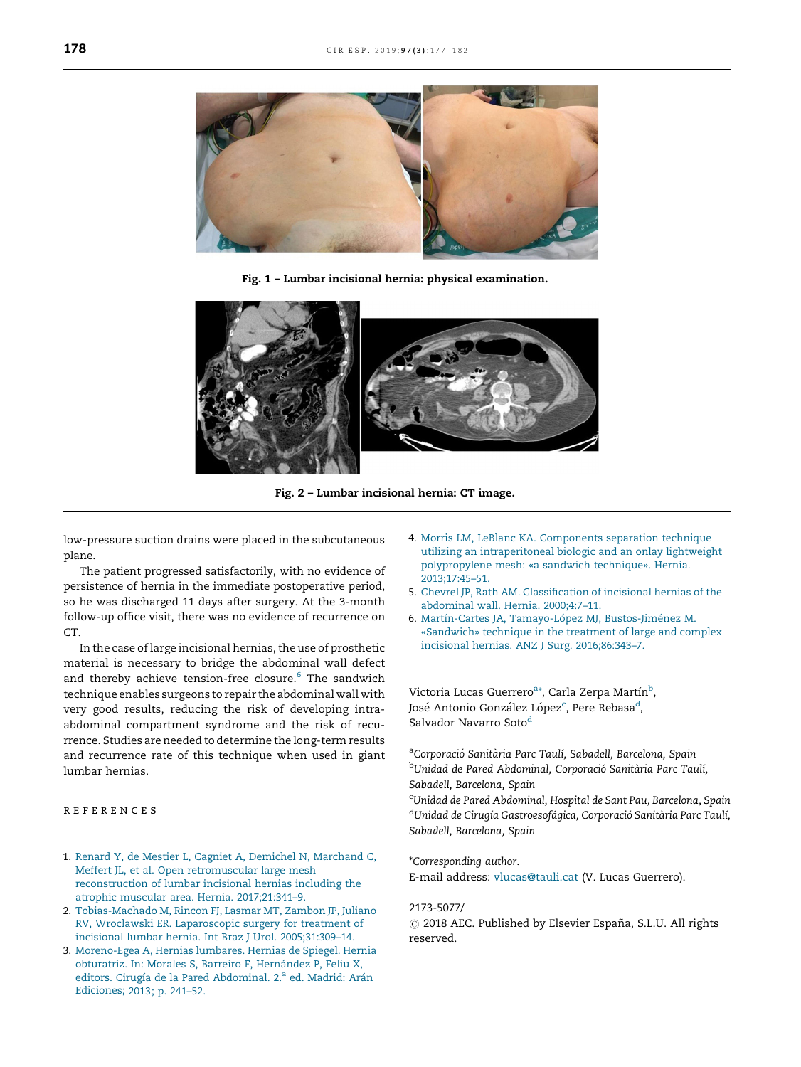Fig. 1 – Lumbar incisional hernia: physical examination.

Fig. 2 – Lumbar incisional hernia: CT image.

low-pressure suction drains were placed in the subcutaneous plane.

The patient progressed satisfactorily, with no evidence of persistence of hernia in the immediate postoperative period, so he was discharged 11 days after surgery. At the 3-month follow-up office visit, there was no evidence of recurrence on CT.

In the case of large incisional hernias, the use of prosthetic material is necessary to bridge the abdominal wall defect and thereby achieve tension-free closure.[6] The sandwich technique enables surgeons to repair the abdominal wall with very good results, reducing the risk of developing intra-abdominal compartment syndrome and the risk of recurrence. Studies are needed to determine the long-term results and recurrence rate of this technique when used in giant lumbar hernias.

## REFERENCES

1. Renard Y, de Mestier L, Cagniet A, Demichel N, Marchand C, Meffert JL, et al. Open retromuscular large mesh reconstruction of lumbar incisional hernias including the atrophic muscular area. Hernia. 2017;21:341–9.
2. Tobias-Machado M, Rincon FJ, Lasmar MT, Zambon JP, Juliano RV, Wroclawski ER. Laparoscopic surgery for treatment of incisional lumbar hernia. Int Braz J Urol. 2005;31:309–14.
3. Moreno-Egea A, Hernias lumbares. Hernias de Spiegel. Hernia obturatriz. In: Morales S, Barreiro F, Hernández P, Feliu X, editors. Cirugía de la Pared Abdominal. 2.ª ed. Madrid: Arán Ediciones; 2013; p. 241–52.
4. Morris LM, LeBlanc KA. Components separation technique utilizing an intraperitoneal biologic and an onlay lightweight polypropylene mesh: «a sandwich technique». Hernia. 2013;17:45–51.
5. Chevrel JP, Rath AM. Classification of incisional hernias of the abdominal wall. Hernia. 2000;4:7–11.
6. Martín-Cartes JA, Tamayo-López MJ, Bustos-Jiménez M. «Sandwich» technique in the treatment of large and complex incisional hernias. ANZ J Surg. 2016;86:343–7.

Victoria Lucas Guerrero[a,*], Carla Zerpa Martín[b], José Antonio González López[c], Pere Rebasa[d], Salvador Navarro Soto[d]

[a]*Corporació Sanitària Parc Taulí, Sabadell, Barcelona, Spain*
[b]*Unidad de Pared Abdominal, Corporació Sanitària Parc Taulí, Sabadell, Barcelona, Spain*
[c]*Unidad de Pared Abdominal, Hospital de Sant Pau, Barcelona, Spain*
[d]*Unidad de Cirugía Gastroesofágica, Corporació Sanitària Parc Taulí, Sabadell, Barcelona, Spain*

\*Corresponding author.
E-mail address: vlucas@tauli.cat (V. Lucas Guerrero).

2173-5077/
© 2018 AEC. Published by Elsevier España, S.L.U. All rights reserved.